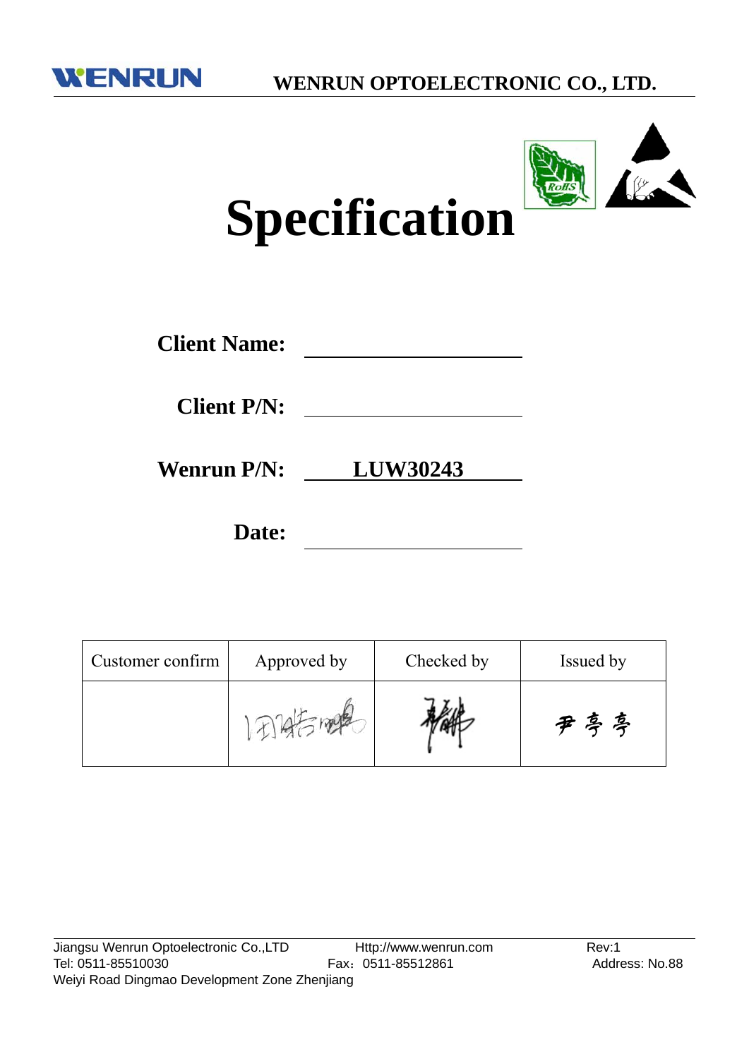# Specification

**Client Name:** ____________________

**Client P/N:** ____________________

**Wenrun P/N:** LUW30243

**Date:** ____________________

| Customer confirm | Approved by | Checked by | Issued by |
|---|---|---|---|
| | 田浩鹏 | | 尹亭亭 |

Jiangsu Wenrun Optoelectronic Co.,LTD Http://www.wenrun.com Rev:1
Tel: 0511-85510030 Fax：0511-85512861 Address: No.88 Weiyi Road Dingmao Development Zone Zhenjiang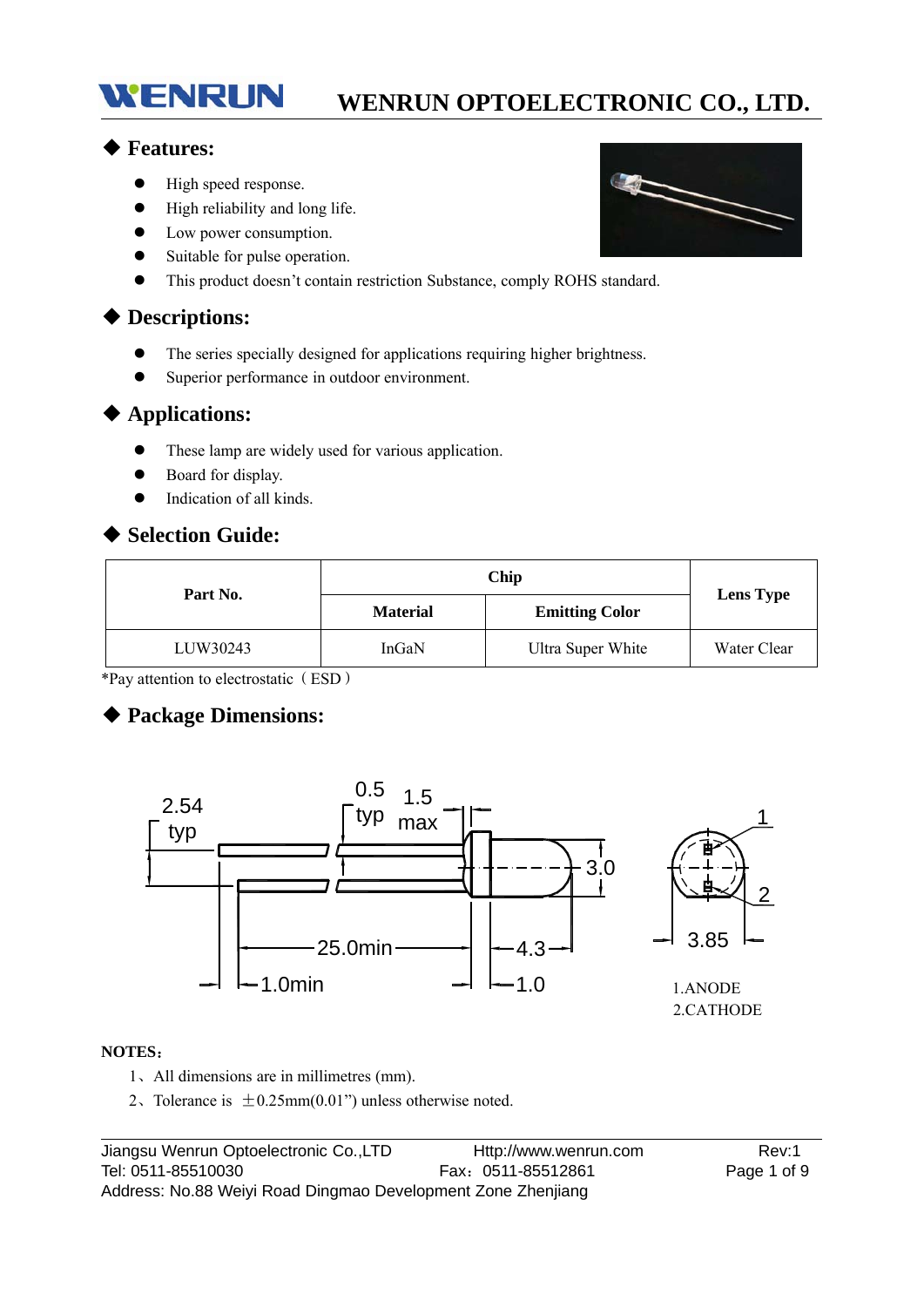## ◆ Features:

- High speed response.
- High reliability and long life.
- Low power consumption.
- Suitable for pulse operation.
- This product doesn't contain restriction Substance, comply ROHS standard.

## ◆ Descriptions:

- The series specially designed for applications requiring higher brightness.
- Superior performance in outdoor environment.

## ◆ Applications:

- These lamp are widely used for various application.
- Board for display.
- Indication of all kinds.

## ◆ Selection Guide:

| Part No. | Chip | | Lens Type |
|---|---|---|---|
| | Material | Emitting Color | |
| LUW30243 | InGaN | Ultra Super White | Water Clear |

*Pay attention to electrostatic（ESD）

## ◆ Package Dimensions:

2.54 typ

0.5 typ

1.5 max

3.0

25.0min

4.3

1.0min

1.0

3.85

1

2

1.ANODE
2.CATHODE

**NOTES**：

1、All dimensions are in millimetres (mm).

2、Tolerance is ±0.25mm(0.01") unless otherwise noted.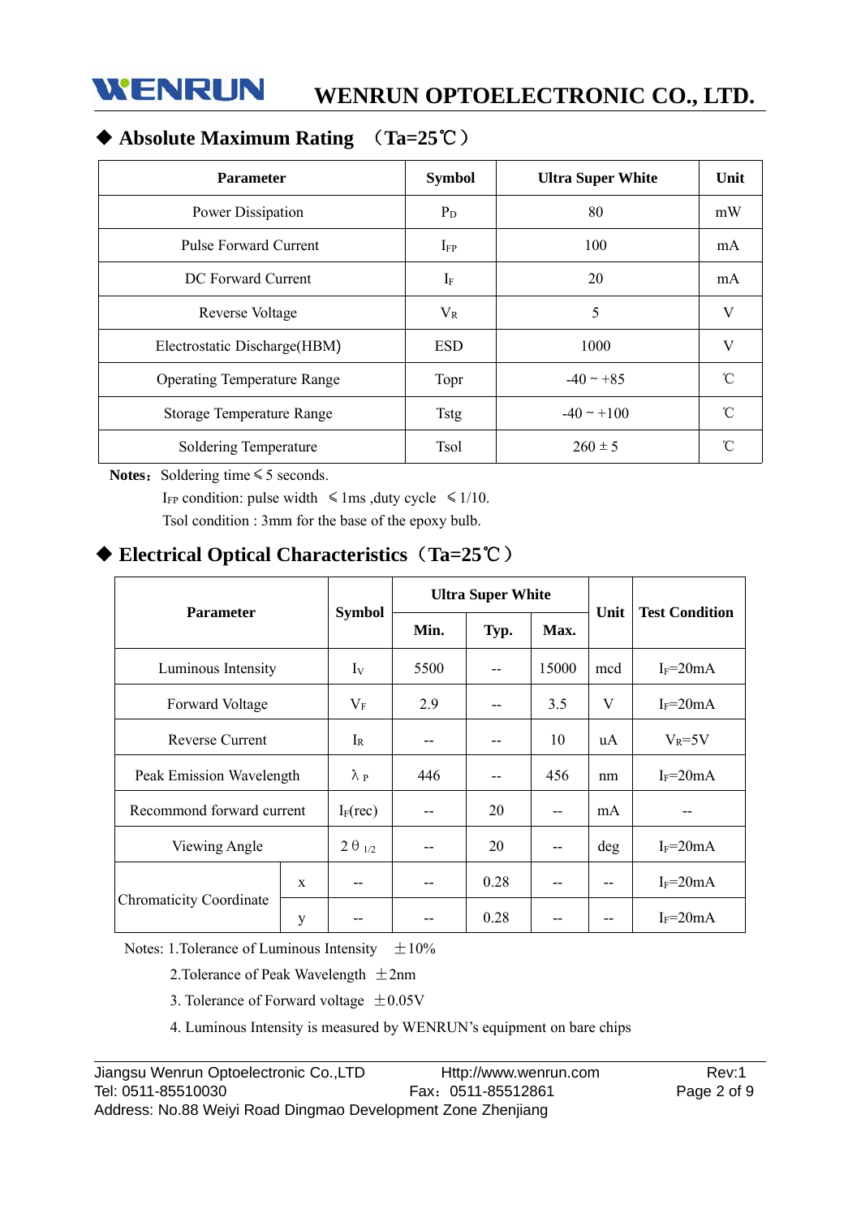## ◆ Absolute Maximum Rating （Ta=25℃）

| Parameter | Symbol | Ultra Super White | Unit |
|---|---|---|---|
| Power Dissipation | $P_D$ | 80 | mW |
| Pulse Forward Current | $I_{FP}$ | 100 | mA |
| DC Forward Current | $I_F$ | 20 | mA |
| Reverse Voltage | $V_R$ | 5 | V |
| Electrostatic Discharge(HBM) | ESD | 1000 | V |
| Operating Temperature Range | Topr | -40 ~ +85 | ℃ |
| Storage Temperature Range | Tstg | -40 ~ +100 | ℃ |
| Soldering Temperature | Tsol | 260 ± 5 | ℃ |

**Notes：** Soldering time ≤ 5 seconds.

$I_{FP}$ condition: pulse width ≤1ms ,duty cycle ≤1/10.

Tsol condition : 3mm for the base of the epoxy bulb.

## ◆ Electrical Optical Characteristics（Ta=25℃）

| Parameter | | Symbol | Ultra Super White | | | Unit | Test Condition |
|---|---|---|---|---|---|---|---|
| | | | Min. | Typ. | Max. | | |
| Luminous Intensity | | $I_V$ | 5500 | -- | 15000 | mcd | $I_F$=20mA |
| Forward Voltage | | $V_F$ | 2.9 | -- | 3.5 | V | $I_F$=20mA |
| Reverse Current | | $I_R$ | -- | -- | 10 | uA | $V_R$=5V |
| Peak Emission Wavelength | | $\lambda_P$ | 446 | -- | 456 | nm | $I_F$=20mA |
| Recommond forward current | | $I_F$(rec) | -- | 20 | -- | mA | -- |
| Viewing Angle | | $2\theta_{1/2}$ | -- | 20 | -- | deg | $I_F$=20mA |
| Chromaticity Coordinate | x | -- | -- | 0.28 | -- | -- | $I_F$=20mA |
| | y | -- | -- | 0.28 | -- | -- | $I_F$=20mA |

Notes: 1.Tolerance of Luminous Intensity ±10%

2.Tolerance of Peak Wavelength ±2nm

3. Tolerance of Forward voltage ±0.05V

4. Luminous Intensity is measured by WENRUN's equipment on bare chips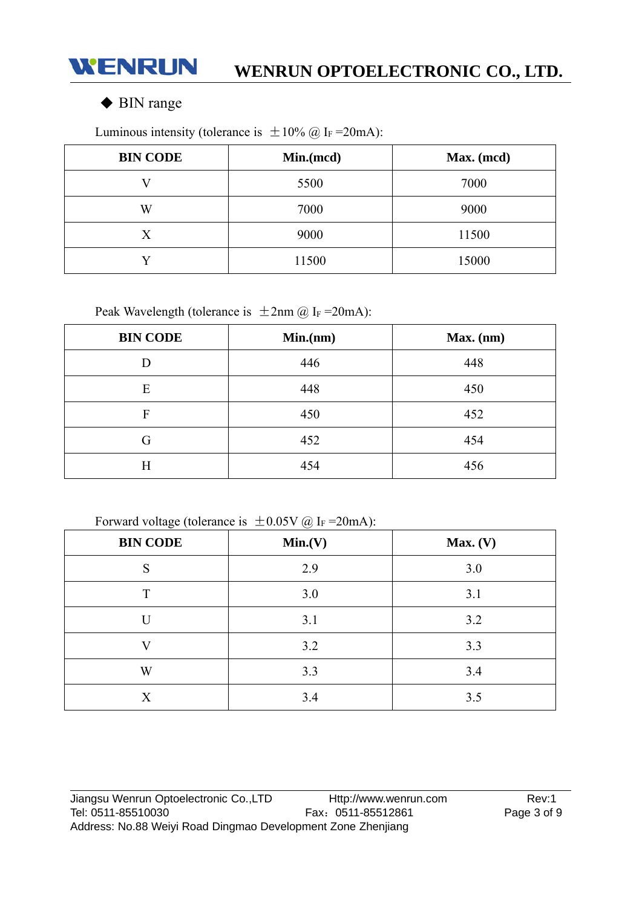◆ BIN range

Luminous intensity (tolerance is ±10% @ $I_F$ =20mA):

| BIN CODE | Min.(mcd) | Max. (mcd) |
|---|---|---|
| V | 5500 | 7000 |
| W | 7000 | 9000 |
| X | 9000 | 11500 |
| Y | 11500 | 15000 |

Peak Wavelength (tolerance is ±2nm @ $I_F$ =20mA):

| BIN CODE | Min.(nm) | Max. (nm) |
|---|---|---|
| D | 446 | 448 |
| E | 448 | 450 |
| F | 450 | 452 |
| G | 452 | 454 |
| H | 454 | 456 |

Forward voltage (tolerance is ±0.05V @ $I_F$ =20mA):

| BIN CODE | Min.(V) | Max. (V) |
|---|---|---|
| S | 2.9 | 3.0 |
| T | 3.0 | 3.1 |
| U | 3.1 | 3.2 |
| V | 3.2 | 3.3 |
| W | 3.3 | 3.4 |
| X | 3.4 | 3.5 |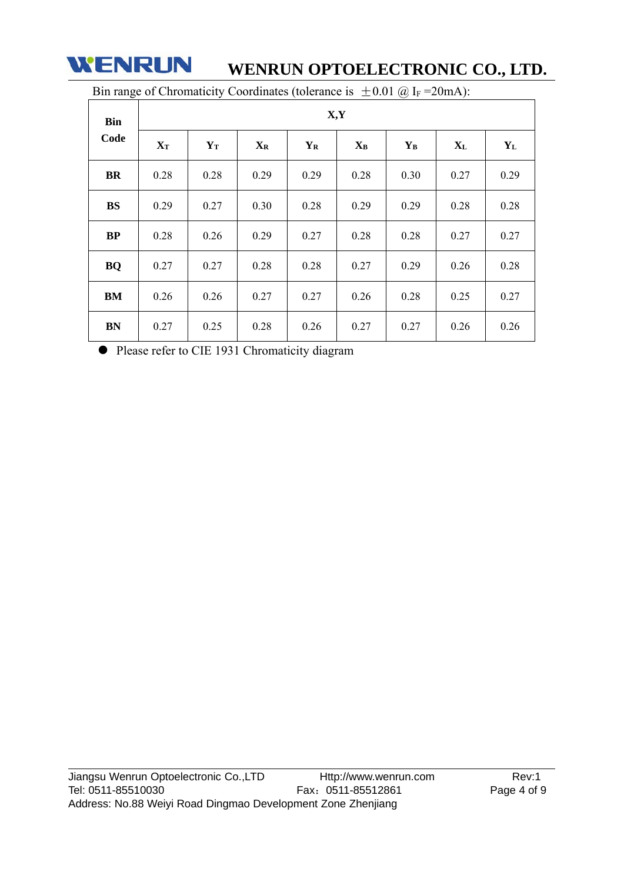Bin range of Chromaticity Coordinates (tolerance is ±0.01 @ $I_F$ =20mA):

| Bin Code | X,Y | | | | | | | |
|---|---|---|---|---|---|---|---|---|
| | $X_T$ | $Y_T$ | $X_R$ | $Y_R$ | $X_B$ | $Y_B$ | $X_L$ | $Y_L$ |
| **BR** | 0.28 | 0.28 | 0.29 | 0.29 | 0.28 | 0.30 | 0.27 | 0.29 |
| **BS** | 0.29 | 0.27 | 0.30 | 0.28 | 0.29 | 0.29 | 0.28 | 0.28 |
| **BP** | 0.28 | 0.26 | 0.29 | 0.27 | 0.28 | 0.28 | 0.27 | 0.27 |
| **BQ** | 0.27 | 0.27 | 0.28 | 0.28 | 0.27 | 0.29 | 0.26 | 0.28 |
| **BM** | 0.26 | 0.26 | 0.27 | 0.27 | 0.26 | 0.28 | 0.25 | 0.27 |
| **BN** | 0.27 | 0.25 | 0.28 | 0.26 | 0.27 | 0.27 | 0.26 | 0.26 |

- Please refer to CIE 1931 Chromaticity diagram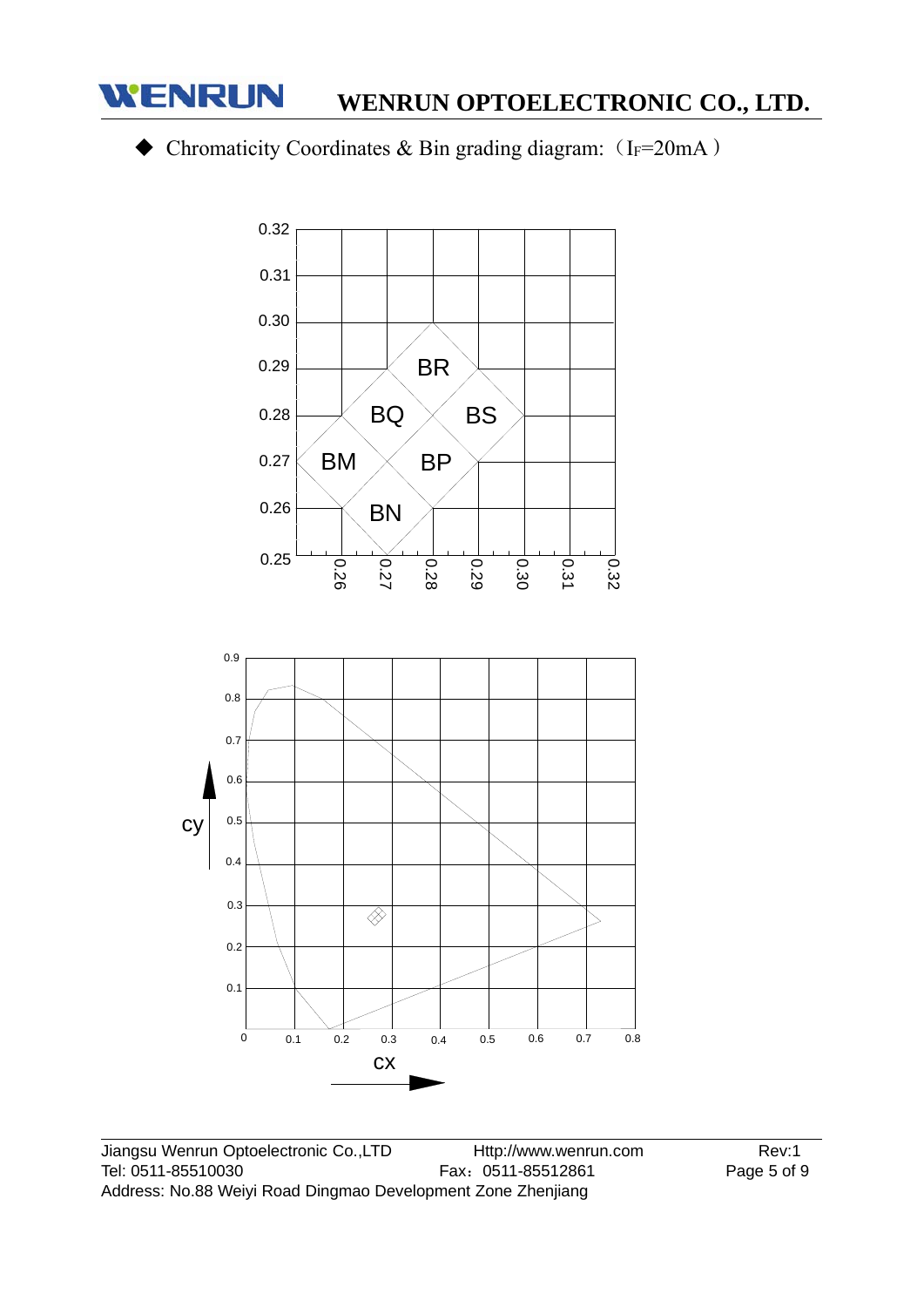◆ Chromaticity Coordinates & Bin grading diagram: （$I_F$=20mA）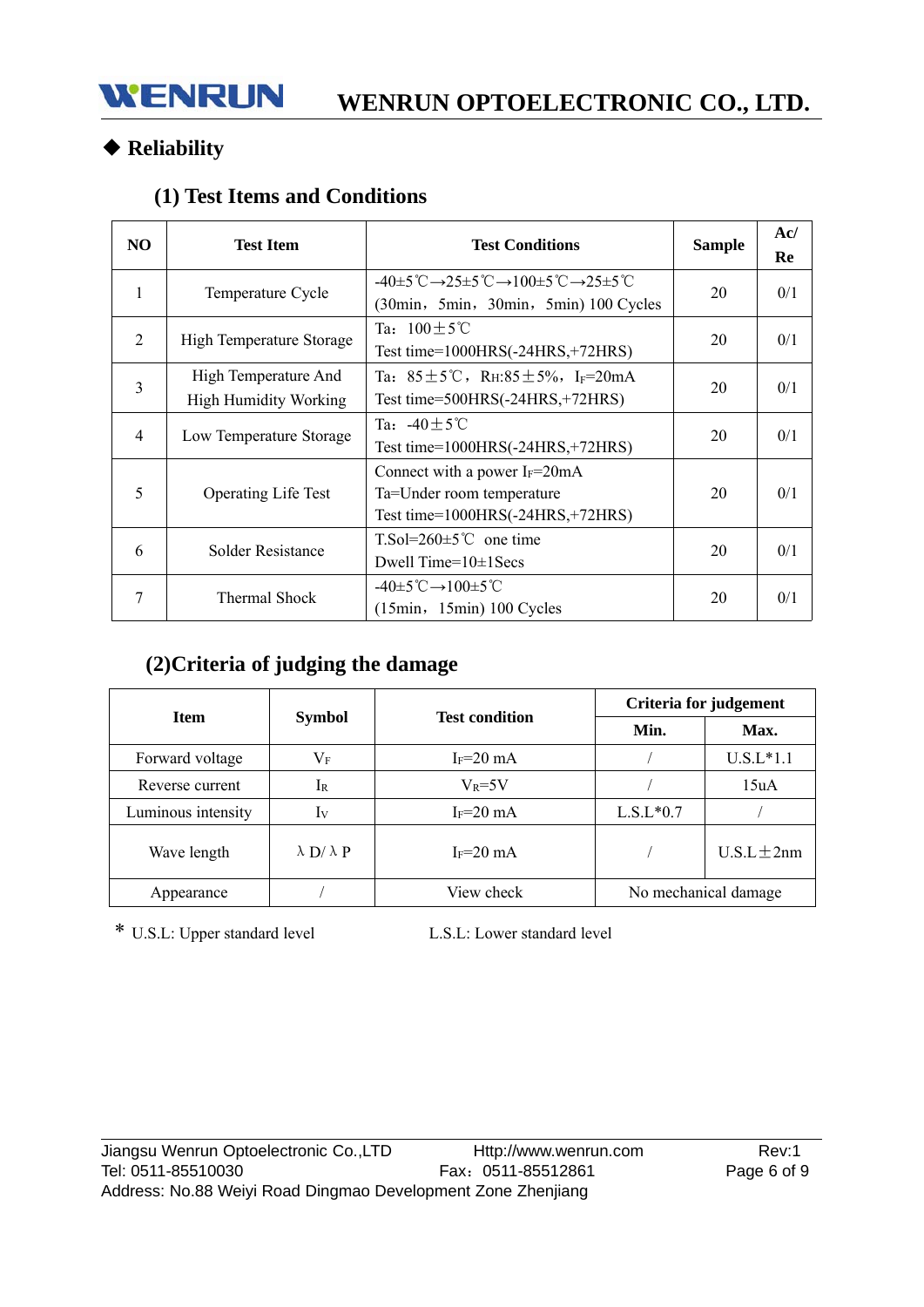## ◆ Reliability

### (1) Test Items and Conditions

| NO | Test Item | Test Conditions | Sample | Ac/ Re |
|---|---|---|---|---|
| 1 | Temperature Cycle | -40±5℃→25±5℃→100±5℃→25±5℃ (30min，5min，30min，5min) 100 Cycles | 20 | 0/1 |
| 2 | High Temperature Storage | Ta：100±5℃ Test time=1000HRS(-24HRS,+72HRS) | 20 | 0/1 |
| 3 | High Temperature And High Humidity Working | Ta：85±5℃，$R_H$:85±5%，$I_F$=20mA Test time=500HRS(-24HRS,+72HRS) | 20 | 0/1 |
| 4 | Low Temperature Storage | Ta：-40±5℃ Test time=1000HRS(-24HRS,+72HRS) | 20 | 0/1 |
| 5 | Operating Life Test | Connect with a power $I_F$=20mA Ta=Under room temperature Test time=1000HRS(-24HRS,+72HRS) | 20 | 0/1 |
| 6 | Solder Resistance | T.Sol=260±5℃ one time Dwell Time=10±1Secs | 20 | 0/1 |
| 7 | Thermal Shock | -40±5℃→100±5℃ (15min，15min) 100 Cycles | 20 | 0/1 |

### (2)Criteria of judging the damage

| Item | Symbol | Test condition | Criteria for judgement | |
|---|---|---|---|---|
| | | | Min. | Max. |
| Forward voltage | $V_F$ | $I_F$=20 mA | / | U.S.L*1.1 |
| Reverse current | $I_R$ | $V_R$=5V | / | 15uA |
| Luminous intensity | $I_V$ | $I_F$=20 mA | L.S.L*0.7 | / |
| Wave length | λD/λP | $I_F$=20 mA | / | U.S.L±2nm |
| Appearance | / | View check | No mechanical damage | |

\* U.S.L: Upper standard level    L.S.L: Lower standard level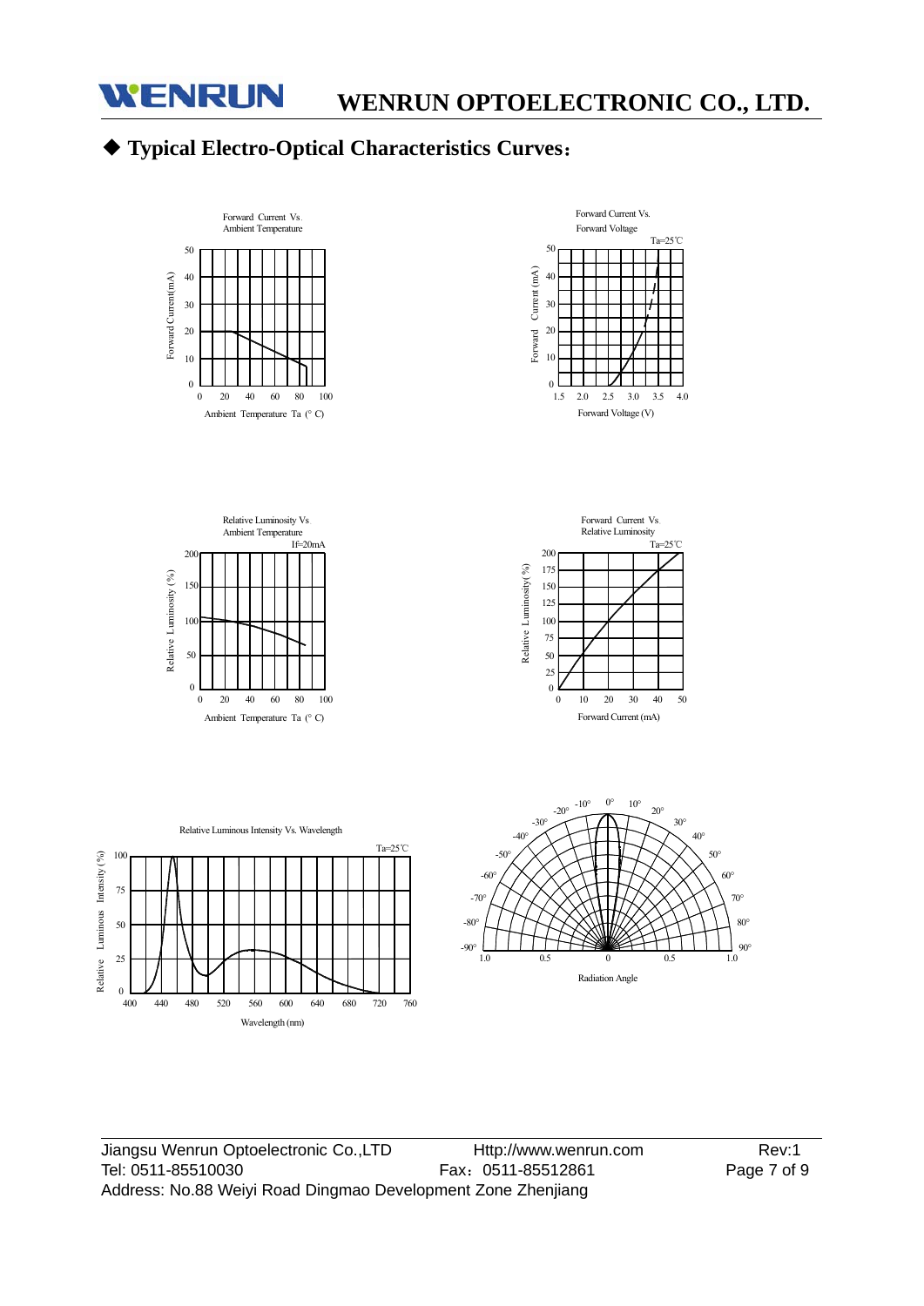## ◆ Typical Electro-Optical Characteristics Curves：

Forward Current Vs. Ambient Temperature

Forward Current Vs. Forward Voltage

Relative Luminosity Vs Ambient Temperature

Forward Current Vs. Relative Luminosity

Relative Luminous Intensity Vs. Wavelength

Radiation Angle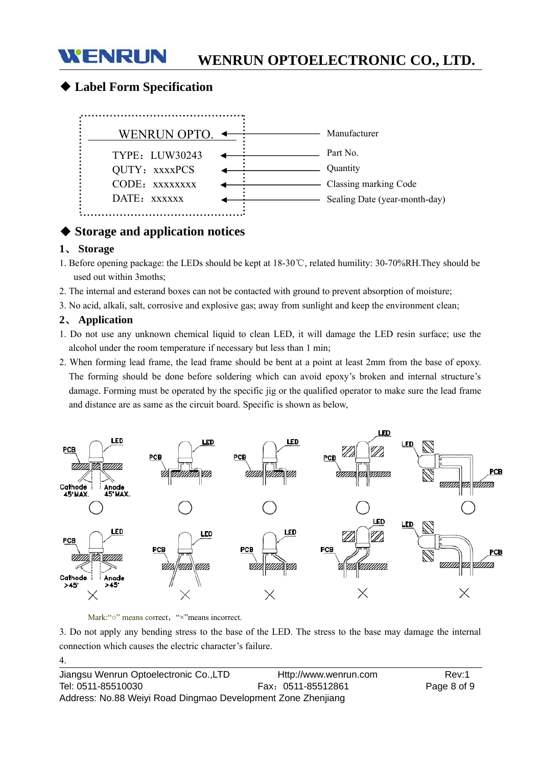## ◆ Label Form Specification

| Label | Description |
|---|---|
| WENRUN OPTO. | Manufacturer |
| TYPE：LUW30243 | Part No. |
| QUTY：xxxxPCS | Quantity |
| CODE：xxxxxxxx | Classing marking Code |
| DATE：xxxxxx | Sealing Date (year-month-day) |

## ◆ Storage and application notices

### 1、 Storage

1. Before opening package: the LEDs should be kept at 18-30℃, related humility: 30-70%RH.They should be used out within 3moths;
2. The internal and esterand boxes can not be contacted with ground to prevent absorption of moisture;
3. No acid, alkali, salt, corrosive and explosive gas; away from sunlight and keep the environment clean;

### 2、 Application

1. Do not use any unknown chemical liquid to clean LED, it will damage the LED resin surface; use the alcohol under the room temperature if necessary but less than 1 min;
2. When forming lead frame, the lead frame should be bent at a point at least 2mm from the base of epoxy. The forming should be done before soldering which can avoid epoxy's broken and internal structure's damage. Forming must be operated by the specific jig or the qualified operator to make sure the lead frame and distance are as same as the circuit board. Specific is shown as below,

Mark:"○" means correct，"×"means incorrect.

3. Do not apply any bending stress to the base of the LED. The stress to the base may damage the internal connection which causes the electric character's failure.

4.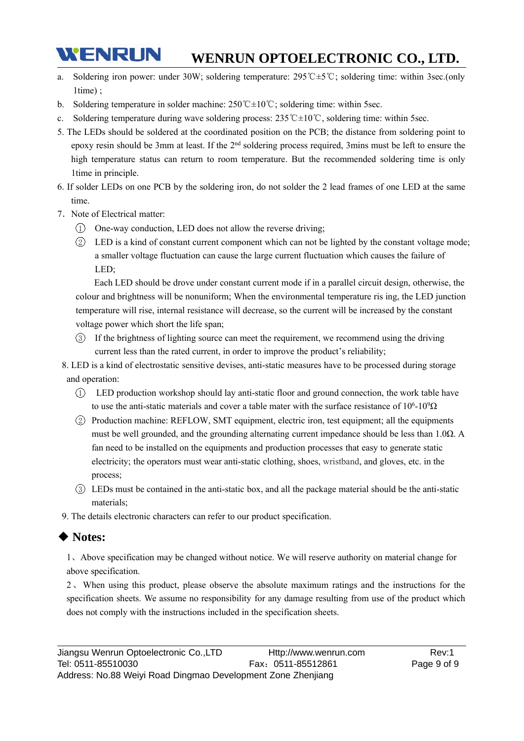a. Soldering iron power: under 30W; soldering temperature: 295℃±5℃; soldering time: within 3sec.(only 1time) ;

b. Soldering temperature in solder machine: 250℃±10℃; soldering time: within 5sec.

c. Soldering temperature during wave soldering process: 235℃±10℃, soldering time: within 5sec.

5. The LEDs should be soldered at the coordinated position on the PCB; the distance from soldering point to epoxy resin should be 3mm at least. If the 2nd soldering process required, 3mins must be left to ensure the high temperature status can return to room temperature. But the recommended soldering time is only 1time in principle.

6. If solder LEDs on one PCB by the soldering iron, do not solder the 2 lead frames of one LED at the same time.

7. Note of Electrical matter:

① One-way conduction, LED does not allow the reverse driving;

② LED is a kind of constant current component which can not be lighted by the constant voltage mode; a smaller voltage fluctuation can cause the large current fluctuation which causes the failure of LED;

Each LED should be drove under constant current mode if in a parallel circuit design, otherwise, the colour and brightness will be nonuniform; When the environmental temperature ris ing, the LED junction temperature will rise, internal resistance will decrease, so the current will be increased by the constant voltage power which short the life span;

③ If the brightness of lighting source can meet the requirement, we recommend using the driving current less than the rated current, in order to improve the product's reliability;

8. LED is a kind of electrostatic sensitive devises, anti-static measures have to be processed during storage and operation:

① LED production workshop should lay anti-static floor and ground connection, the work table have to use the anti-static materials and cover a table mater with the surface resistance of $10^6$-$10^9\Omega$

② Production machine: REFLOW, SMT equipment, electric iron, test equipment; all the equipments must be well grounded, and the grounding alternating current impedance should be less than 1.0Ω. A fan need to be installed on the equipments and production processes that easy to generate static electricity; the operators must wear anti-static clothing, shoes, wristband, and gloves, etc. in the process;

③ LEDs must be contained in the anti-static box, and all the package material should be the anti-static materials;

9. The details electronic characters can refer to our product specification.

## ◆ Notes:

1、Above specification may be changed without notice. We will reserve authority on material change for above specification.

2、When using this product, please observe the absolute maximum ratings and the instructions for the specification sheets. We assume no responsibility for any damage resulting from use of the product which does not comply with the instructions included in the specification sheets.